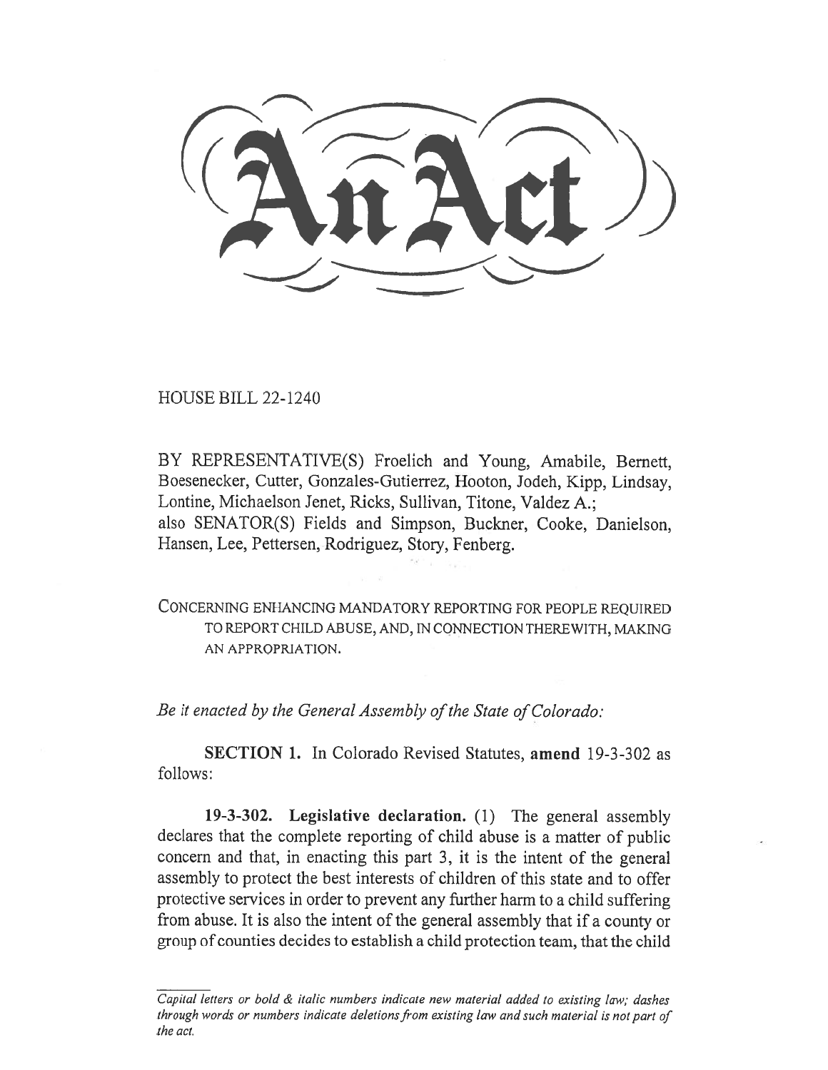# An Act

HOUSE BILL 22-1240

BY REPRESENTATIVE(S) Froelich and Young, Amabile, Bernett, Boesenecker, Cutter, Gonzales-Gutierrez, Hooton, Jodeh, Kipp, Lindsay, Lontine, Michaelson Jenet, Ricks, Sullivan, Titone, Valdez A.; also SENATOR(S) Fields and Simpson, Buckner, Cooke, Danielson, Hansen, Lee, Pettersen, Rodriguez, Story, Fenberg.

CONCERNING ENHANCING MANDATORY REPORTING FOR PEOPLE REQUIRED TO REPORT CHILD ABUSE, AND, IN CONNECTION THEREWITH, MAKING AN APPROPRIATION.

*Be it enacted by the General Assembly of the State of Colorado:*

**SECTION 1.** In Colorado Revised Statutes, **amend** 19-3-302 as follows:

**19-3-302. Legislative declaration.** (1) The general assembly declares that the complete reporting of child abuse is a matter of public concern and that, in enacting this part 3, it is the intent of the general assembly to protect the best interests of children of this state and to offer protective services in order to prevent any further harm to a child suffering from abuse. It is also the intent of the general assembly that if a county or group of counties decides to establish a child protection team, that the child

*Capital letters or bold & italic numbers indicate new material added to existing law; dashes through words or numbers indicate deletions from existing law and such material is not part of the act.*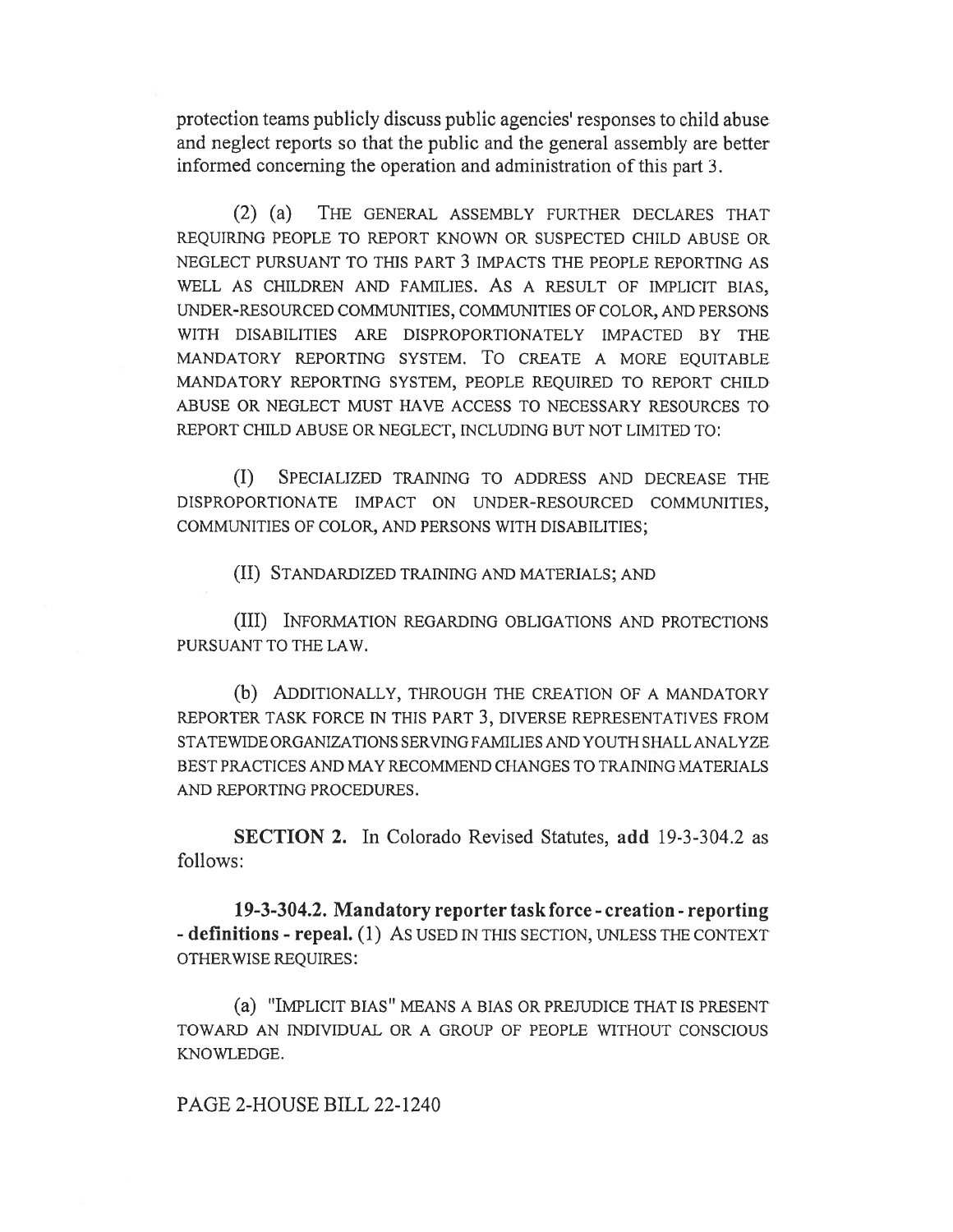protection teams publicly discuss public agencies' responses to child abuse and neglect reports so that the public and the general assembly are better informed concerning the operation and administration of this part 3.

(2) (a) THE GENERAL ASSEMBLY FURTHER DECLARES THAT REQUIRING PEOPLE TO REPORT KNOWN OR SUSPECTED CHILD ABUSE OR NEGLECT PURSUANT TO THIS PART 3 IMPACTS THE PEOPLE REPORTING AS WELL AS CHILDREN AND FAMILIES. AS A RESULT OF IMPLICIT BIAS, UNDER-RESOURCED COMMUNITIES, COMMUNITIES OF COLOR, AND PERSONS WITH DISABILITIES ARE DISPROPORTIONATELY IMPACTED BY THE MANDATORY REPORTING SYSTEM. TO CREATE A MORE EQUITABLE MANDATORY REPORTING SYSTEM, PEOPLE REQUIRED TO REPORT CHILD ABUSE OR NEGLECT MUST HAVE ACCESS TO NECESSARY RESOURCES TO REPORT CHILD ABUSE OR NEGLECT, INCLUDING BUT NOT LIMITED TO:

(I) SPECIALIZED TRAINING TO ADDRESS AND DECREASE THE DISPROPORTIONATE IMPACT ON UNDER-RESOURCED COMMUNITIES, COMMUNITIES OF COLOR, AND PERSONS WITH DISABILITIES;

(II) STANDARDIZED TRAINING AND MATERIALS; AND

(III) INFORMATION REGARDING OBLIGATIONS AND PROTECTIONS PURSUANT TO THE LAW.

(b) ADDITIONALLY, THROUGH THE CREATION OF A MANDATORY REPORTER TASK FORCE IN THIS PART 3, DIVERSE REPRESENTATIVES FROM STATEWIDE ORGANIZATIONS SERVING FAMILIES AND YOUTH SHALL ANALYZE BEST PRACTICES AND MAY RECOMMEND CHANGES TO TRAINING MATERIALS AND REPORTING PROCEDURES.

**SECTION 2.** In Colorado Revised Statutes, **add** 19-3-304.2 as follows:

**19-3-304.2. Mandatory reporter task force - creation - reporting - definitions - repeal.** (1) AS USED IN THIS SECTION, UNLESS THE CONTEXT OTHERWISE REQUIRES:

(a) "IMPLICIT BIAS" MEANS A BIAS OR PREJUDICE THAT IS PRESENT TOWARD AN INDIVIDUAL OR A GROUP OF PEOPLE WITHOUT CONSCIOUS KNOWLEDGE.

PAGE 2-HOUSE BILL 22-1240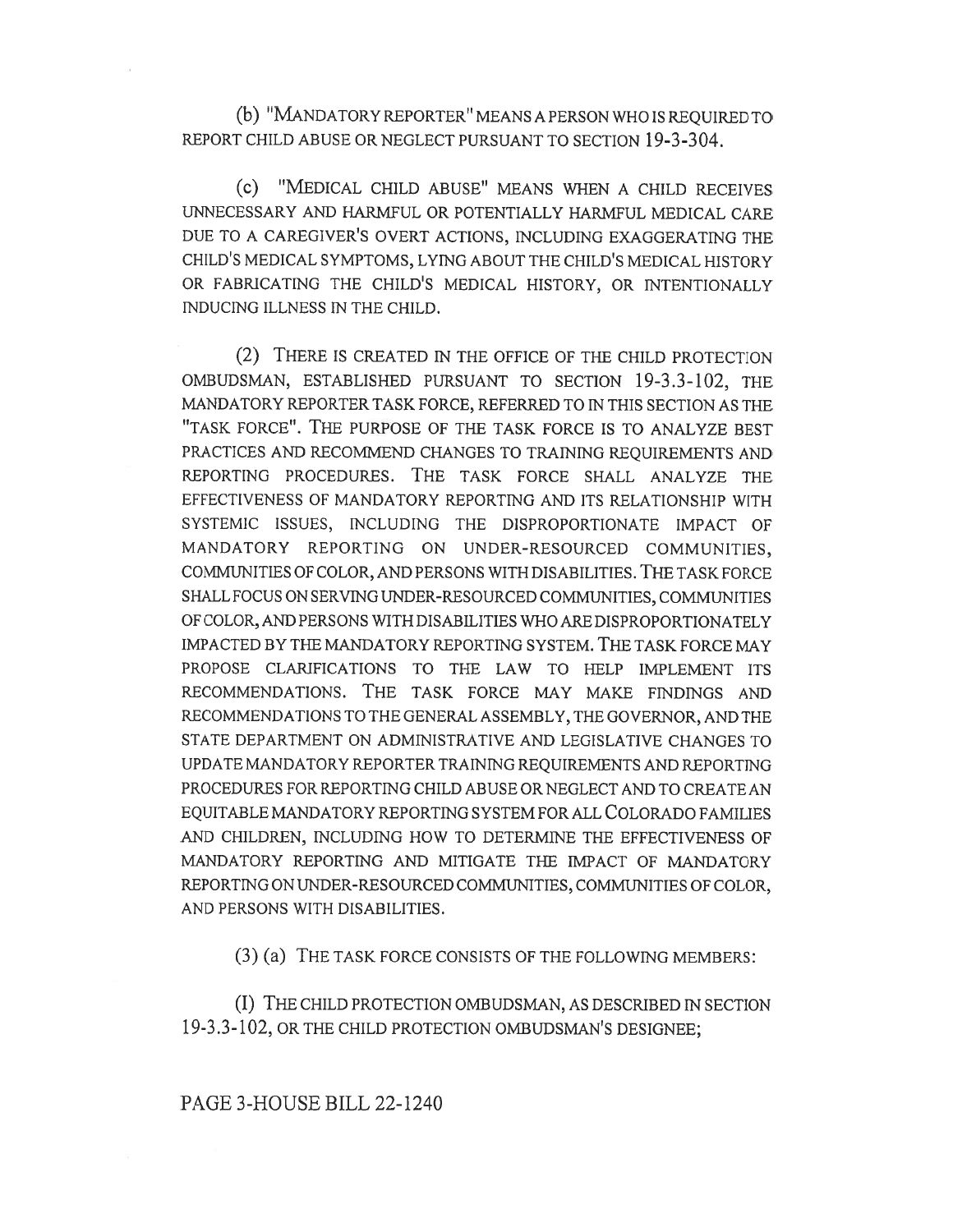(b) "MANDATORY REPORTER" MEANS A PERSON WHO IS REQUIRED TO REPORT CHILD ABUSE OR NEGLECT PURSUANT TO SECTION 19-3-304.

(c) "MEDICAL CHILD ABUSE" MEANS WHEN A CHILD RECEIVES UNNECESSARY AND HARMFUL OR POTENTIALLY HARMFUL MEDICAL CARE DUE TO A CAREGIVER'S OVERT ACTIONS, INCLUDING EXAGGERATING THE CHILD'S MEDICAL SYMPTOMS, LYING ABOUT THE CHILD'S MEDICAL HISTORY OR FABRICATING THE CHILD'S MEDICAL HISTORY, OR INTENTIONALLY INDUCING ILLNESS IN THE CHILD.

(2) THERE IS CREATED IN THE OFFICE OF THE CHILD PROTECTION OMBUDSMAN, ESTABLISHED PURSUANT TO SECTION 19-3.3-102, THE MANDATORY REPORTER TASK FORCE, REFERRED TO IN THIS SECTION AS THE "TASK FORCE". THE PURPOSE OF THE TASK FORCE IS TO ANALYZE BEST PRACTICES AND RECOMMEND CHANGES TO TRAINING REQUIREMENTS AND REPORTING PROCEDURES. THE TASK FORCE SHALL ANALYZE THE EFFECTIVENESS OF MANDATORY REPORTING AND ITS RELATIONSHIP WITH SYSTEMIC ISSUES, INCLUDING THE DISPROPORTIONATE IMPACT OF MANDATORY REPORTING ON UNDER-RESOURCED COMMUNITIES, COMMUNITIES OF COLOR, AND PERSONS WITH DISABILITIES. THE TASK FORCE SHALL FOCUS ON SERVING UNDER-RESOURCED COMMUNITIES, COMMUNITIES OF COLOR, AND PERSONS WITH DISABILITIES WHO ARE DISPROPORTIONATELY IMPACTED BY THE MANDATORY REPORTING SYSTEM. THE TASK FORCE MAY PROPOSE CLARIFICATIONS TO THE LAW TO HELP IMPLEMENT ITS RECOMMENDATIONS. THE TASK FORCE MAY MAKE FINDINGS AND RECOMMENDATIONS TO THE GENERAL ASSEMBLY, THE GOVERNOR, AND THE STATE DEPARTMENT ON ADMINISTRATIVE AND LEGISLATIVE CHANGES TO UPDATE MANDATORY REPORTER TRAINING REQUIREMENTS AND REPORTING PROCEDURES FOR REPORTING CHILD ABUSE OR NEGLECT AND TO CREATE AN EQUITABLE MANDATORY REPORTING SYSTEM FOR ALL COLORADO FAMILIES AND CHILDREN, INCLUDING HOW TO DETERMINE THE EFFECTIVENESS OF MANDATORY REPORTING AND MITIGATE THE IMPACT OF MANDATORY REPORTING ON UNDER-RESOURCED COMMUNITIES, COMMUNITIES OF COLOR, AND PERSONS WITH DISABILITIES.

(3) (a) THE TASK FORCE CONSISTS OF THE FOLLOWING MEMBERS:

(I) THE CHILD PROTECTION OMBUDSMAN, AS DESCRIBED IN SECTION 19-3.3-102, OR THE CHILD PROTECTION OMBUDSMAN'S DESIGNEE;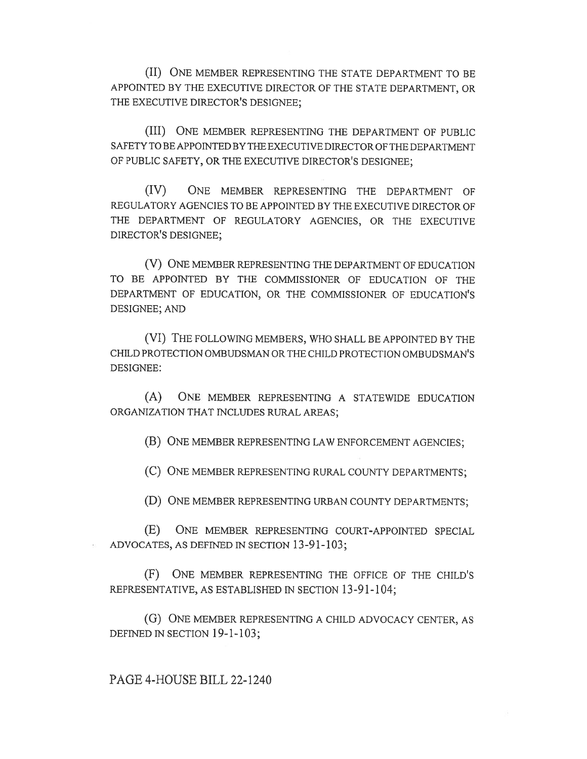(II) ONE MEMBER REPRESENTING THE STATE DEPARTMENT TO BE APPOINTED BY THE EXECUTIVE DIRECTOR OF THE STATE DEPARTMENT, OR THE EXECUTIVE DIRECTOR'S DESIGNEE;

(III) ONE MEMBER REPRESENTING THE DEPARTMENT OF PUBLIC SAFETY TO BE APPOINTED BY THE EXECUTIVE DIRECTOR OF THE DEPARTMENT OF PUBLIC SAFETY, OR THE EXECUTIVE DIRECTOR'S DESIGNEE;

(IV) ONE MEMBER REPRESENTING THE DEPARTMENT OF REGULATORY AGENCIES TO BE APPOINTED BY THE EXECUTIVE DIRECTOR OF THE DEPARTMENT OF REGULATORY AGENCIES, OR THE EXECUTIVE DIRECTOR'S DESIGNEE;

(V) ONE MEMBER REPRESENTING THE DEPARTMENT OF EDUCATION TO BE APPOINTED BY THE COMMISSIONER OF EDUCATION OF THE DEPARTMENT OF EDUCATION, OR THE COMMISSIONER OF EDUCATION'S DESIGNEE; AND

(VI) THE FOLLOWING MEMBERS, WHO SHALL BE APPOINTED BY THE CHILD PROTECTION OMBUDSMAN OR THE CHILD PROTECTION OMBUDSMAN'S DESIGNEE:

(A) ONE MEMBER REPRESENTING A STATEWIDE EDUCATION ORGANIZATION THAT INCLUDES RURAL AREAS;

(B) ONE MEMBER REPRESENTING LAW ENFORCEMENT AGENCIES;

(C) ONE MEMBER REPRESENTING RURAL COUNTY DEPARTMENTS;

(D) ONE MEMBER REPRESENTING URBAN COUNTY DEPARTMENTS;

(E) ONE MEMBER REPRESENTING COURT-APPOINTED SPECIAL ADVOCATES, AS DEFINED IN SECTION 13-91-103;

(F) ONE MEMBER REPRESENTING THE OFFICE OF THE CHILD'S REPRESENTATIVE, AS ESTABLISHED IN SECTION 13-91-104;

(G) ONE MEMBER REPRESENTING A CHILD ADVOCACY CENTER, AS DEFINED IN SECTION 19-1-103;

PAGE 4-HOUSE BILL 22-1240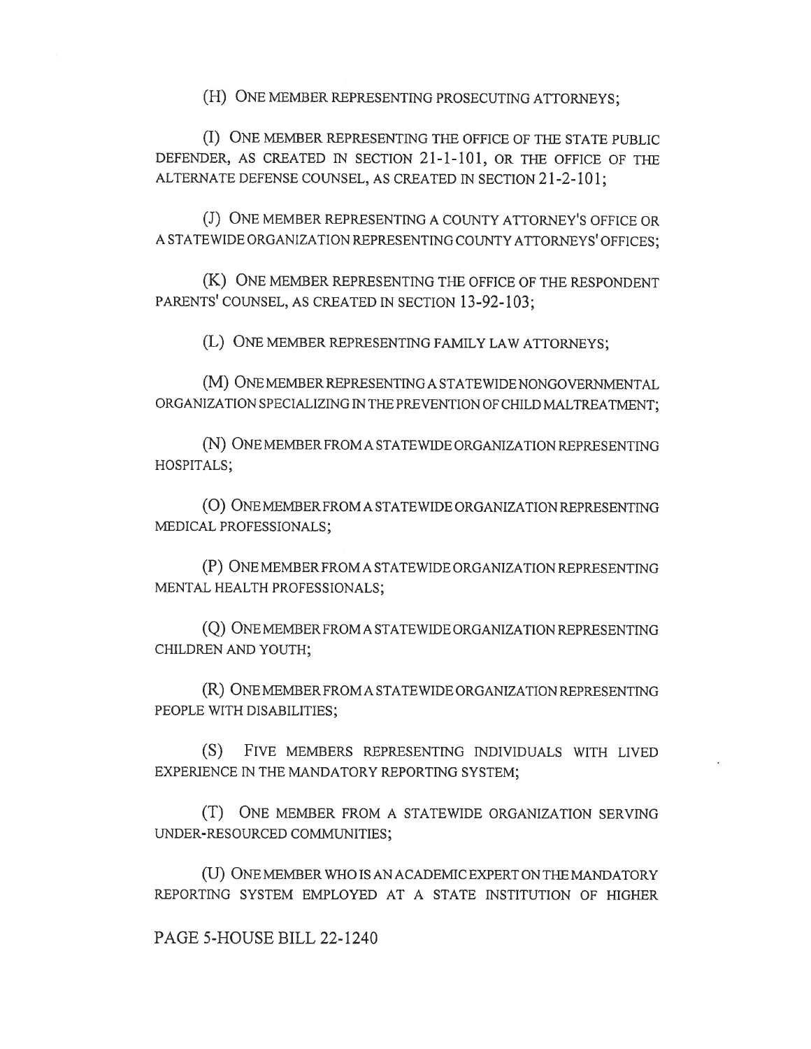(H) ONE MEMBER REPRESENTING PROSECUTING ATTORNEYS;

(I) ONE MEMBER REPRESENTING THE OFFICE OF THE STATE PUBLIC DEFENDER, AS CREATED IN SECTION 21-1-101, OR THE OFFICE OF THE ALTERNATE DEFENSE COUNSEL, AS CREATED IN SECTION 21-2-101;

(J) ONE MEMBER REPRESENTING A COUNTY ATTORNEY'S OFFICE OR A STATEWIDE ORGANIZATION REPRESENTING COUNTY ATTORNEYS' OFFICES;

(K) ONE MEMBER REPRESENTING THE OFFICE OF THE RESPONDENT PARENTS' COUNSEL, AS CREATED IN SECTION 13-92-103;

(L) ONE MEMBER REPRESENTING FAMILY LAW ATTORNEYS;

(M) ONE MEMBER REPRESENTING A STATEWIDE NONGOVERNMENTAL ORGANIZATION SPECIALIZING IN THE PREVENTION OF CHILD MALTREATMENT;

(N) ONE MEMBER FROM A STATEWIDE ORGANIZATION REPRESENTING HOSPITALS;

(O) ONE MEMBER FROM A STATEWIDE ORGANIZATION REPRESENTING MEDICAL PROFESSIONALS;

(P) ONE MEMBER FROM A STATEWIDE ORGANIZATION REPRESENTING MENTAL HEALTH PROFESSIONALS;

(Q) ONE MEMBER FROM A STATEWIDE ORGANIZATION REPRESENTING CHILDREN AND YOUTH;

(R) ONE MEMBER FROM A STATEWIDE ORGANIZATION REPRESENTING PEOPLE WITH DISABILITIES;

(S) FIVE MEMBERS REPRESENTING INDIVIDUALS WITH LIVED EXPERIENCE IN THE MANDATORY REPORTING SYSTEM;

(T) ONE MEMBER FROM A STATEWIDE ORGANIZATION SERVING UNDER-RESOURCED COMMUNITIES;

(U) ONE MEMBER WHO IS AN ACADEMIC EXPERT ON THE MANDATORY REPORTING SYSTEM EMPLOYED AT A STATE INSTITUTION OF HIGHER

PAGE 5-HOUSE BILL 22-1240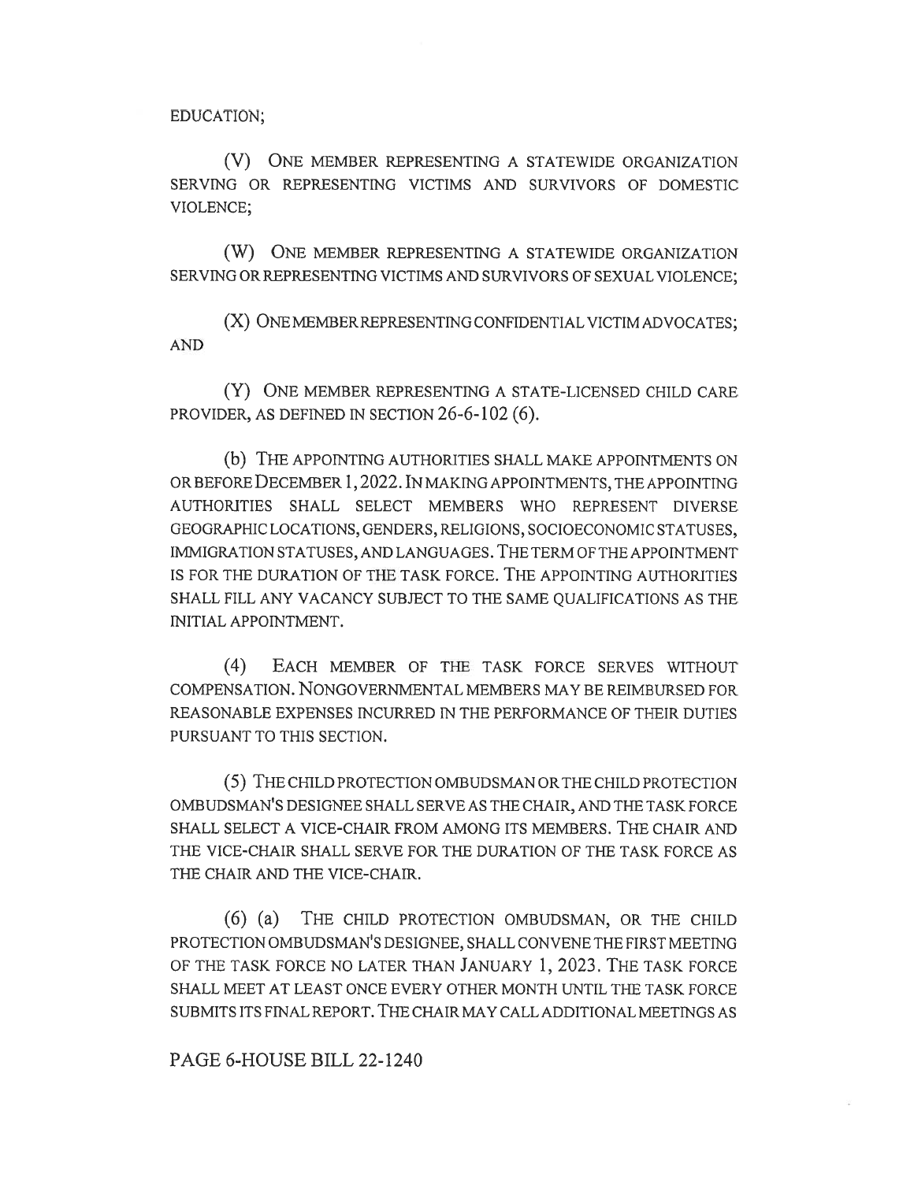EDUCATION;

(V) ONE MEMBER REPRESENTING A STATEWIDE ORGANIZATION SERVING OR REPRESENTING VICTIMS AND SURVIVORS OF DOMESTIC VIOLENCE;

(W) ONE MEMBER REPRESENTING A STATEWIDE ORGANIZATION SERVING OR REPRESENTING VICTIMS AND SURVIVORS OF SEXUAL VIOLENCE;

(X) ONE MEMBER REPRESENTING CONFIDENTIAL VICTIM ADVOCATES; AND

(Y) ONE MEMBER REPRESENTING A STATE-LICENSED CHILD CARE PROVIDER, AS DEFINED IN SECTION 26-6-102 (6).

(b) THE APPOINTING AUTHORITIES SHALL MAKE APPOINTMENTS ON OR BEFORE DECEMBER 1, 2022. IN MAKING APPOINTMENTS, THE APPOINTING AUTHORITIES SHALL SELECT MEMBERS WHO REPRESENT DIVERSE GEOGRAPHIC LOCATIONS, GENDERS, RELIGIONS, SOCIOECONOMIC STATUSES, IMMIGRATION STATUSES, AND LANGUAGES. THE TERM OF THE APPOINTMENT IS FOR THE DURATION OF THE TASK FORCE. THE APPOINTING AUTHORITIES SHALL FILL ANY VACANCY SUBJECT TO THE SAME QUALIFICATIONS AS THE INITIAL APPOINTMENT.

(4) EACH MEMBER OF THE TASK FORCE SERVES WITHOUT COMPENSATION. NONGOVERNMENTAL MEMBERS MAY BE REIMBURSED FOR REASONABLE EXPENSES INCURRED IN THE PERFORMANCE OF THEIR DUTIES PURSUANT TO THIS SECTION.

(5) THE CHILD PROTECTION OMBUDSMAN OR THE CHILD PROTECTION OMBUDSMAN'S DESIGNEE SHALL SERVE AS THE CHAIR, AND THE TASK FORCE SHALL SELECT A VICE-CHAIR FROM AMONG ITS MEMBERS. THE CHAIR AND THE VICE-CHAIR SHALL SERVE FOR THE DURATION OF THE TASK FORCE AS THE CHAIR AND THE VICE-CHAIR.

(6) (a) THE CHILD PROTECTION OMBUDSMAN, OR THE CHILD PROTECTION OMBUDSMAN'S DESIGNEE, SHALL CONVENE THE FIRST MEETING OF THE TASK FORCE NO LATER THAN JANUARY 1, 2023. THE TASK FORCE SHALL MEET AT LEAST ONCE EVERY OTHER MONTH UNTIL THE TASK FORCE SUBMITS ITS FINAL REPORT. THE CHAIR MAY CALL ADDITIONAL MEETINGS AS

PAGE 6-HOUSE BILL 22-1240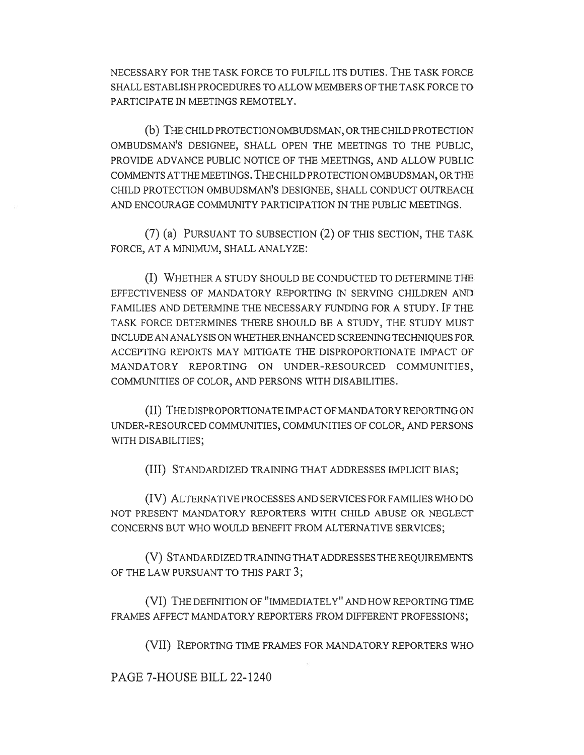NECESSARY FOR THE TASK FORCE TO FULFILL ITS DUTIES. THE TASK FORCE SHALL ESTABLISH PROCEDURES TO ALLOW MEMBERS OF THE TASK FORCE TO PARTICIPATE IN MEETINGS REMOTELY.

(b) THE CHILD PROTECTION OMBUDSMAN, OR THE CHILD PROTECTION OMBUDSMAN'S DESIGNEE, SHALL OPEN THE MEETINGS TO THE PUBLIC, PROVIDE ADVANCE PUBLIC NOTICE OF THE MEETINGS, AND ALLOW PUBLIC COMMENTS AT THE MEETINGS. THE CHILD PROTECTION OMBUDSMAN, OR THE CHILD PROTECTION OMBUDSMAN'S DESIGNEE, SHALL CONDUCT OUTREACH AND ENCOURAGE COMMUNITY PARTICIPATION IN THE PUBLIC MEETINGS.

(7) (a) PURSUANT TO SUBSECTION (2) OF THIS SECTION, THE TASK FORCE, AT A MINIMUM, SHALL ANALYZE:

(I) WHETHER A STUDY SHOULD BE CONDUCTED TO DETERMINE THE EFFECTIVENESS OF MANDATORY REPORTING IN SERVING CHILDREN AND FAMILIES AND DETERMINE THE NECESSARY FUNDING FOR A STUDY. IF THE TASK FORCE DETERMINES THERE SHOULD BE A STUDY, THE STUDY MUST INCLUDE AN ANALYSIS ON WHETHER ENHANCED SCREENING TECHNIQUES FOR ACCEPTING REPORTS MAY MITIGATE THE DISPROPORTIONATE IMPACT OF MANDATORY REPORTING ON UNDER-RESOURCED COMMUNITIES, COMMUNITIES OF COLOR, AND PERSONS WITH DISABILITIES.

(II) THE DISPROPORTIONATE IMPACT OF MANDATORY REPORTING ON UNDER-RESOURCED COMMUNITIES, COMMUNITIES OF COLOR, AND PERSONS WITH DISABILITIES;

(III) STANDARDIZED TRAINING THAT ADDRESSES IMPLICIT BIAS;

(IV) ALTERNATIVE PROCESSES AND SERVICES FOR FAMILIES WHO DO NOT PRESENT MANDATORY REPORTERS WITH CHILD ABUSE OR NEGLECT CONCERNS BUT WHO WOULD BENEFIT FROM ALTERNATIVE SERVICES;

(V) STANDARDIZED TRAINING THAT ADDRESSES THE REQUIREMENTS OF THE LAW PURSUANT TO THIS PART 3;

(VI) THE DEFINITION OF "IMMEDIATELY" AND HOW REPORTING TIME FRAMES AFFECT MANDATORY REPORTERS FROM DIFFERENT PROFESSIONS;

(VII) REPORTING TIME FRAMES FOR MANDATORY REPORTERS WHO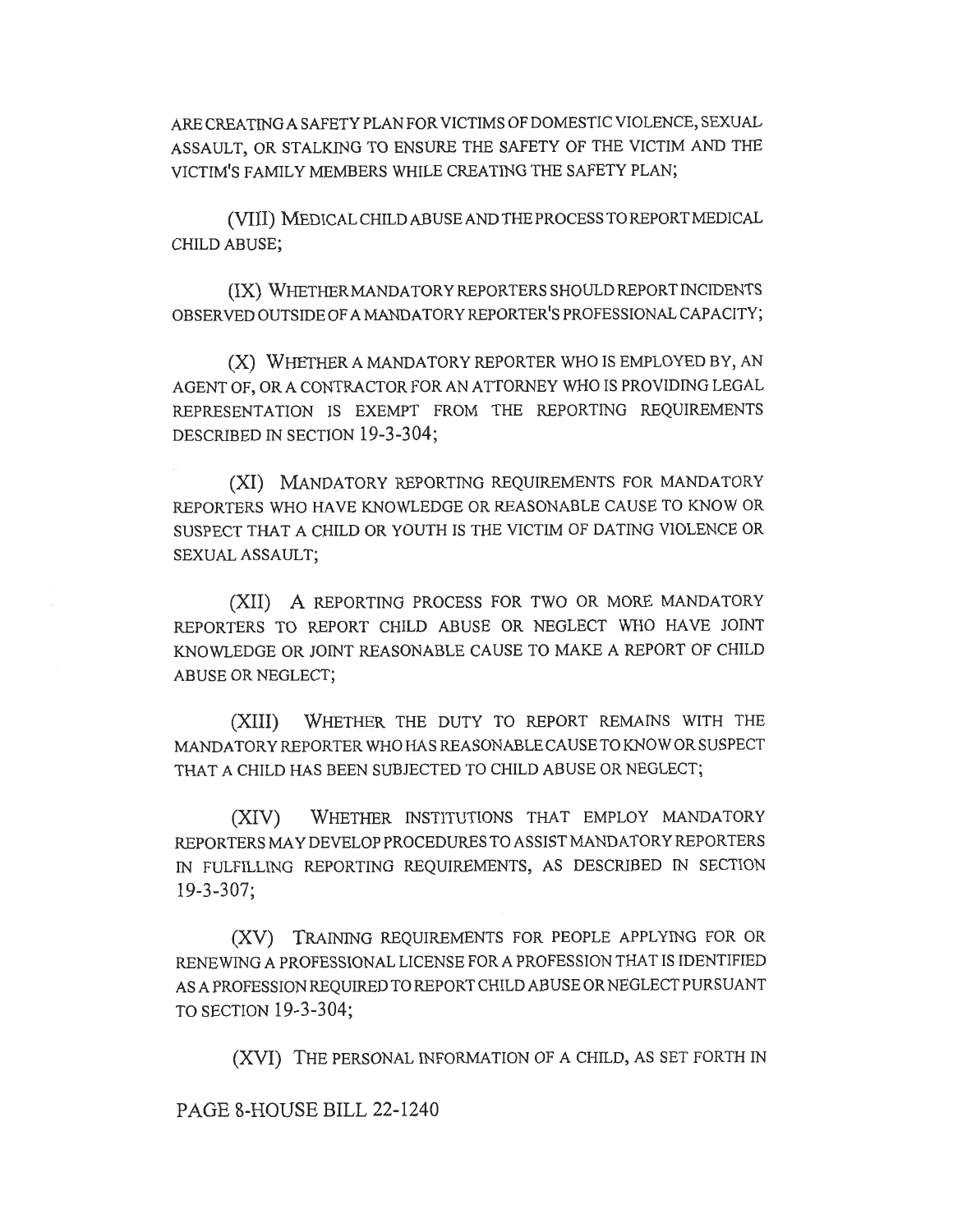ARE CREATING A SAFETY PLAN FOR VICTIMS OF DOMESTIC VIOLENCE, SEXUAL ASSAULT, OR STALKING TO ENSURE THE SAFETY OF THE VICTIM AND THE VICTIM'S FAMILY MEMBERS WHILE CREATING THE SAFETY PLAN;

(VIII) MEDICAL CHILD ABUSE AND THE PROCESS TO REPORT MEDICAL CHILD ABUSE;

(IX) WHETHER MANDATORY REPORTERS SHOULD REPORT INCIDENTS OBSERVED OUTSIDE OF A MANDATORY REPORTER'S PROFESSIONAL CAPACITY;

(X) WHETHER A MANDATORY REPORTER WHO IS EMPLOYED BY, AN AGENT OF, OR A CONTRACTOR FOR AN ATTORNEY WHO IS PROVIDING LEGAL REPRESENTATION IS EXEMPT FROM THE REPORTING REQUIREMENTS DESCRIBED IN SECTION 19-3-304;

(XI) MANDATORY REPORTING REQUIREMENTS FOR MANDATORY REPORTERS WHO HAVE KNOWLEDGE OR REASONABLE CAUSE TO KNOW OR SUSPECT THAT A CHILD OR YOUTH IS THE VICTIM OF DATING VIOLENCE OR SEXUAL ASSAULT;

(XII) A REPORTING PROCESS FOR TWO OR MORE MANDATORY REPORTERS TO REPORT CHILD ABUSE OR NEGLECT WHO HAVE JOINT KNOWLEDGE OR JOINT REASONABLE CAUSE TO MAKE A REPORT OF CHILD ABUSE OR NEGLECT;

(XIII) WHETHER THE DUTY TO REPORT REMAINS WITH THE MANDATORY REPORTER WHO HAS REASONABLE CAUSE TO KNOW OR SUSPECT THAT A CHILD HAS BEEN SUBJECTED TO CHILD ABUSE OR NEGLECT;

(XIV) WHETHER INSTITUTIONS THAT EMPLOY MANDATORY REPORTERS MAY DEVELOP PROCEDURES TO ASSIST MANDATORY REPORTERS IN FULFILLING REPORTING REQUIREMENTS, AS DESCRIBED IN SECTION 19-3-307;

(XV) TRAINING REQUIREMENTS FOR PEOPLE APPLYING FOR OR RENEWING A PROFESSIONAL LICENSE FOR A PROFESSION THAT IS IDENTIFIED AS A PROFESSION REQUIRED TO REPORT CHILD ABUSE OR NEGLECT PURSUANT TO SECTION 19-3-304;

(XVI) THE PERSONAL INFORMATION OF A CHILD, AS SET FORTH IN

PAGE 8-HOUSE BILL 22-1240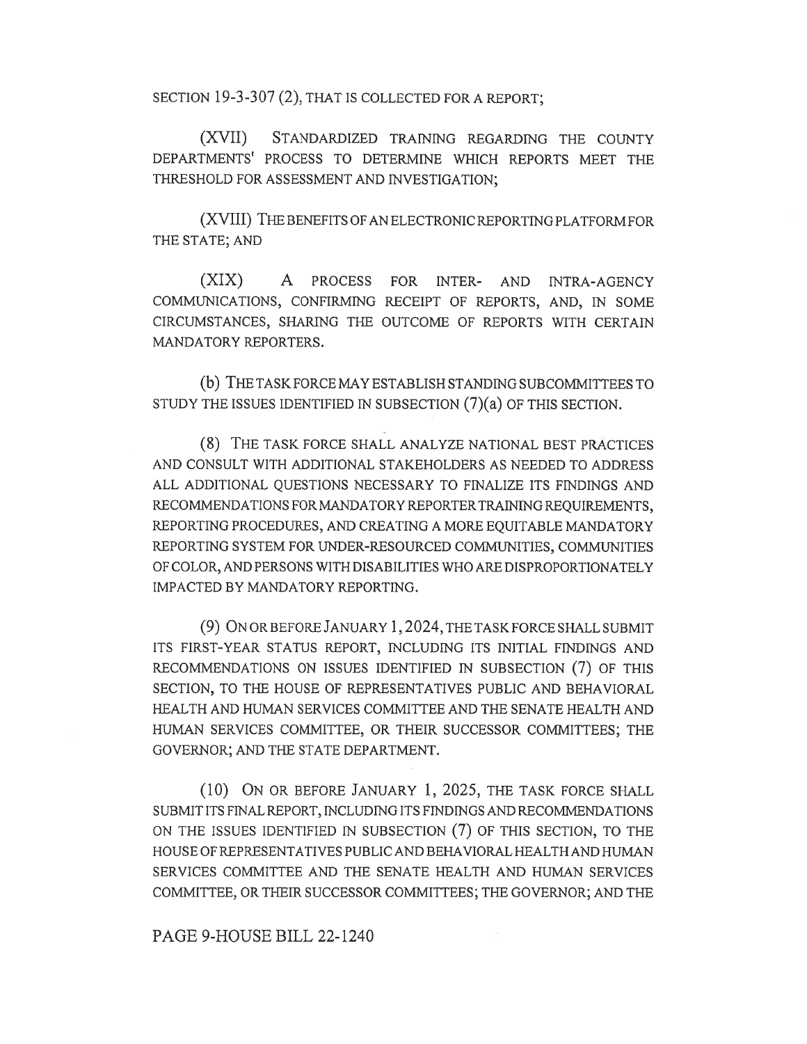SECTION 19-3-307 (2), THAT IS COLLECTED FOR A REPORT;

(XVII) STANDARDIZED TRAINING REGARDING THE COUNTY DEPARTMENTS' PROCESS TO DETERMINE WHICH REPORTS MEET THE THRESHOLD FOR ASSESSMENT AND INVESTIGATION;

(XVIII) THE BENEFITS OF AN ELECTRONIC REPORTING PLATFORM FOR THE STATE; AND

(XIX) A PROCESS FOR INTER- AND INTRA-AGENCY COMMUNICATIONS, CONFIRMING RECEIPT OF REPORTS, AND, IN SOME CIRCUMSTANCES, SHARING THE OUTCOME OF REPORTS WITH CERTAIN MANDATORY REPORTERS.

(b) THE TASK FORCE MAY ESTABLISH STANDING SUBCOMMITTEES TO STUDY THE ISSUES IDENTIFIED IN SUBSECTION (7)(a) OF THIS SECTION.

(8) THE TASK FORCE SHALL ANALYZE NATIONAL BEST PRACTICES AND CONSULT WITH ADDITIONAL STAKEHOLDERS AS NEEDED TO ADDRESS ALL ADDITIONAL QUESTIONS NECESSARY TO FINALIZE ITS FINDINGS AND RECOMMENDATIONS FOR MANDATORY REPORTER TRAINING REQUIREMENTS, REPORTING PROCEDURES, AND CREATING A MORE EQUITABLE MANDATORY REPORTING SYSTEM FOR UNDER-RESOURCED COMMUNITIES, COMMUNITIES OF COLOR, AND PERSONS WITH DISABILITIES WHO ARE DISPROPORTIONATELY IMPACTED BY MANDATORY REPORTING.

(9) ON OR BEFORE JANUARY 1, 2024, THE TASK FORCE SHALL SUBMIT ITS FIRST-YEAR STATUS REPORT, INCLUDING ITS INITIAL FINDINGS AND RECOMMENDATIONS ON ISSUES IDENTIFIED IN SUBSECTION (7) OF THIS SECTION, TO THE HOUSE OF REPRESENTATIVES PUBLIC AND BEHAVIORAL HEALTH AND HUMAN SERVICES COMMITTEE AND THE SENATE HEALTH AND HUMAN SERVICES COMMITTEE, OR THEIR SUCCESSOR COMMITTEES; THE GOVERNOR; AND THE STATE DEPARTMENT.

(10) ON OR BEFORE JANUARY 1, 2025, THE TASK FORCE SHALL SUBMIT ITS FINAL REPORT, INCLUDING ITS FINDINGS AND RECOMMENDATIONS ON THE ISSUES IDENTIFIED IN SUBSECTION (7) OF THIS SECTION, TO THE HOUSE OF REPRESENTATIVES PUBLIC AND BEHAVIORAL HEALTH AND HUMAN SERVICES COMMITTEE AND THE SENATE HEALTH AND HUMAN SERVICES COMMITTEE, OR THEIR SUCCESSOR COMMITTEES; THE GOVERNOR; AND THE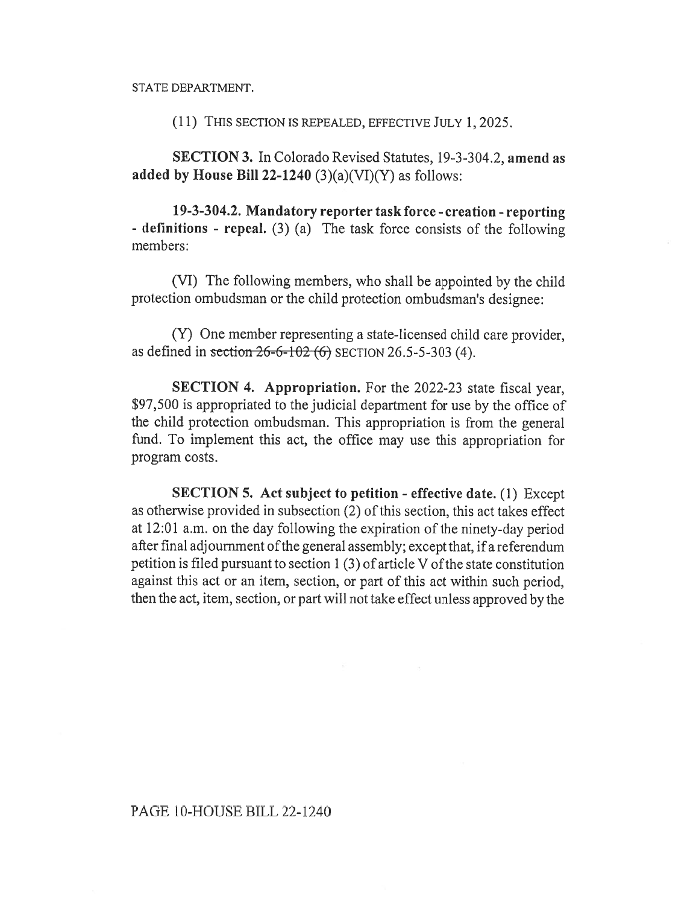STATE DEPARTMENT.

(11) THIS SECTION IS REPEALED, EFFECTIVE JULY 1, 2025.

**SECTION 3.** In Colorado Revised Statutes, 19-3-304.2, **amend as added by House Bill 22-1240** (3)(a)(VI)(Y) as follows:

**19-3-304.2. Mandatory reporter task force - creation - reporting - definitions - repeal.** (3) (a) The task force consists of the following members:

(VI) The following members, who shall be appointed by the child protection ombudsman or the child protection ombudsman's designee:

(Y) One member representing a state-licensed child care provider, as defined in ~~section 26-6-102 (6)~~ SECTION 26.5-5-303 (4).

**SECTION 4. Appropriation.** For the 2022-23 state fiscal year, $97,500 is appropriated to the judicial department for use by the office of the child protection ombudsman. This appropriation is from the general fund. To implement this act, the office may use this appropriation for program costs.

**SECTION 5. Act subject to petition - effective date.** (1) Except as otherwise provided in subsection (2) of this section, this act takes effect at 12:01 a.m. on the day following the expiration of the ninety-day period after final adjournment of the general assembly; except that, if a referendum petition is filed pursuant to section 1 (3) of article V of the state constitution against this act or an item, section, or part of this act within such period, then the act, item, section, or part will not take effect unless approved by the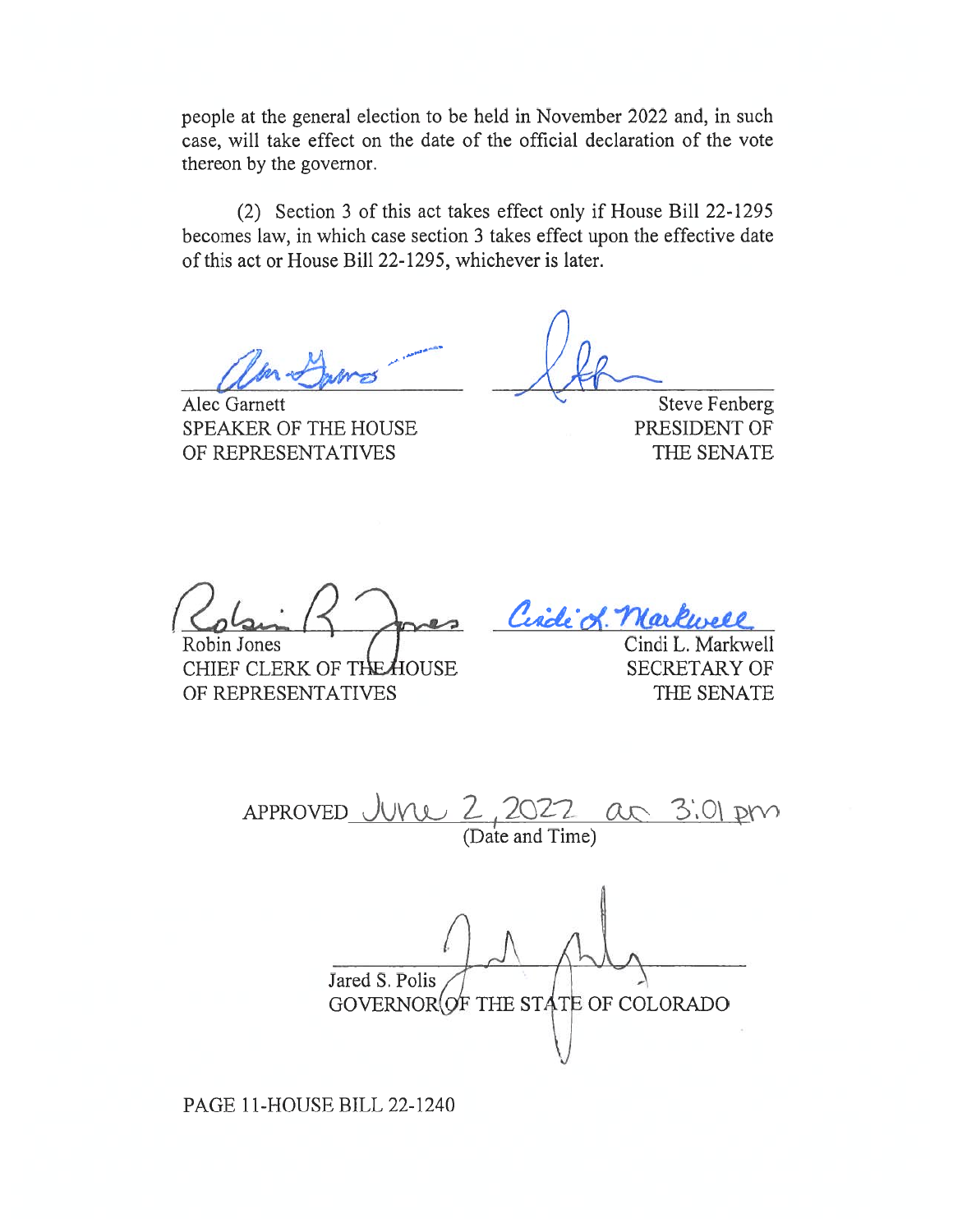people at the general election to be held in November 2022 and, in such case, will take effect on the date of the official declaration of the vote thereon by the governor.

(2) Section 3 of this act takes effect only if House Bill 22-1295 becomes law, in which case section 3 takes effect upon the effective date of this act or House Bill 22-1295, whichever is later.

| | |
|---|---|
| Alec Garnett<br>SPEAKER OF THE HOUSE<br>OF REPRESENTATIVES | Steve Fenberg<br>PRESIDENT OF<br>THE SENATE |
| Robin Jones<br>CHIEF CLERK OF THE HOUSE<br>OF REPRESENTATIVES | Cindi L. Markwell<br>SECRETARY OF<br>THE SENATE |

APPROVED June 2, 2022 at 3:01 pm
(Date and Time)

Jared S. Polis
GOVERNOR OF THE STATE OF COLORADO

PAGE 11-HOUSE BILL 22-1240